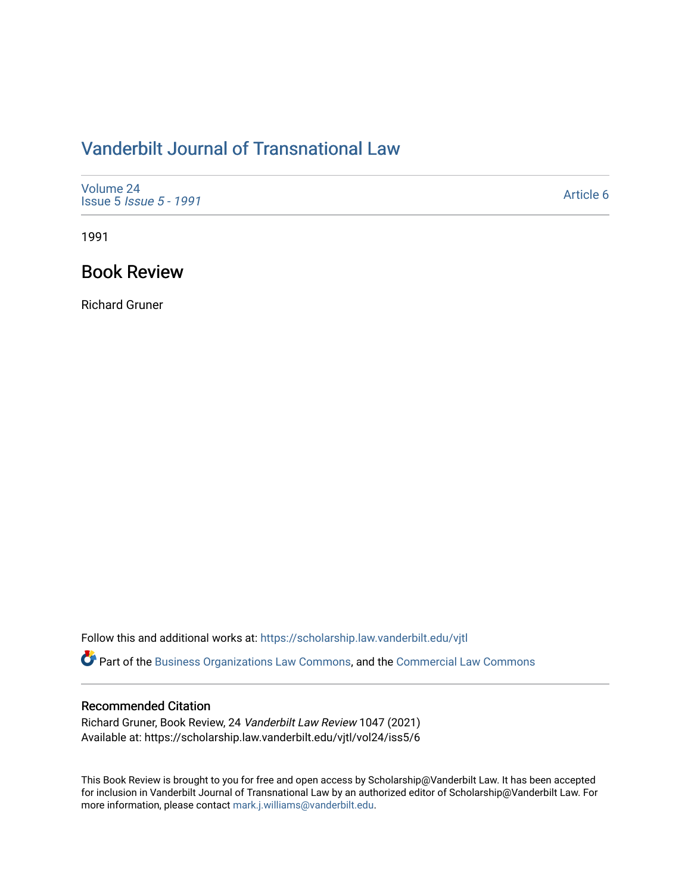# Vanderbilt Journal of Transnational Law

Volume 24
Issue 5 *Issue 5 - 1991*

Article 6

1991

## Book Review

Richard Gruner

Follow this and additional works at: https://scholarship.law.vanderbilt.edu/vjtl

Part of the Business Organizations Law Commons, and the Commercial Law Commons

### Recommended Citation

Richard Gruner, Book Review, 24 *Vanderbilt Law Review* 1047 (2021)
Available at: https://scholarship.law.vanderbilt.edu/vjtl/vol24/iss5/6

This Book Review is brought to you for free and open access by Scholarship@Vanderbilt Law. It has been accepted for inclusion in Vanderbilt Journal of Transnational Law by an authorized editor of Scholarship@Vanderbilt Law. For more information, please contact mark.j.williams@vanderbilt.edu.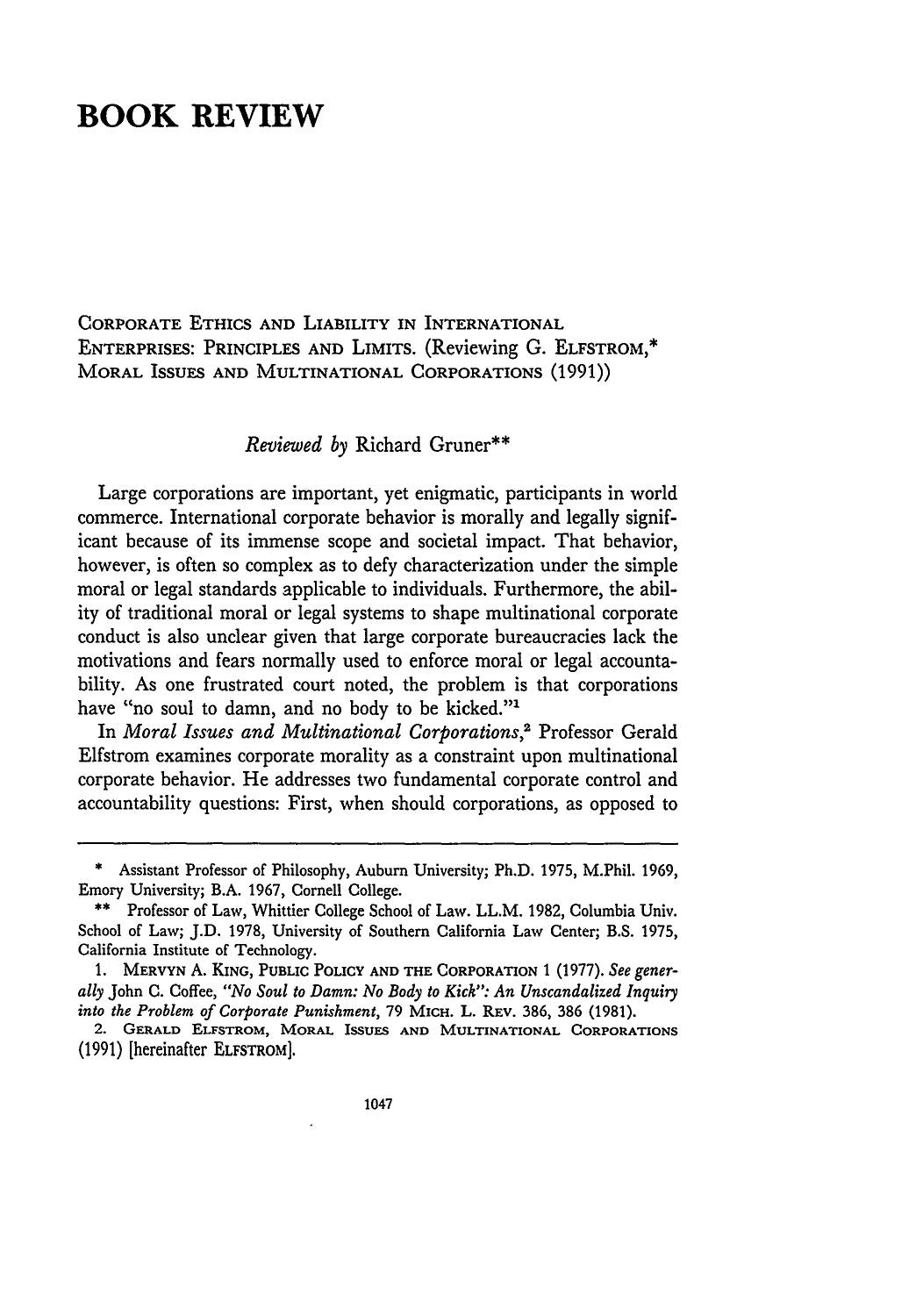# BOOK REVIEW

CORPORATE ETHICS AND LIABILITY IN INTERNATIONAL ENTERPRISES: PRINCIPLES AND LIMITS. (Reviewing G. ELFSTROM,* MORAL ISSUES AND MULTINATIONAL CORPORATIONS (1991))

*Reviewed by* Richard Gruner**

Large corporations are important, yet enigmatic, participants in world commerce. International corporate behavior is morally and legally significant because of its immense scope and societal impact. That behavior, however, is often so complex as to defy characterization under the simple moral or legal standards applicable to individuals. Furthermore, the ability of traditional moral or legal systems to shape multinational corporate conduct is also unclear given that large corporate bureaucracies lack the motivations and fears normally used to enforce moral or legal accountability. As one frustrated court noted, the problem is that corporations have "no soul to damn, and no body to be kicked."[1]

In *Moral Issues and Multinational Corporations*,[2] Professor Gerald Elfstrom examines corporate morality as a constraint upon multinational corporate behavior. He addresses two fundamental corporate control and accountability questions: First, when should corporations, as opposed to

---

\* Assistant Professor of Philosophy, Auburn University; Ph.D. 1975, M.Phil. 1969, Emory University; B.A. 1967, Cornell College.

\*\* Professor of Law, Whittier College School of Law. LL.M. 1982, Columbia Univ. School of Law; J.D. 1978, University of Southern California Law Center; B.S. 1975, California Institute of Technology.

1. MERVYN A. KING, PUBLIC POLICY AND THE CORPORATION 1 (1977). *See generally* John C. Coffee, *"No Soul to Damn: No Body to Kick": An Unscandalized Inquiry into the Problem of Corporate Punishment*, 79 MICH. L. REV. 386, 386 (1981).

2. GERALD ELFSTROM, MORAL ISSUES AND MULTINATIONAL CORPORATIONS (1991) [hereinafter ELFSTROM].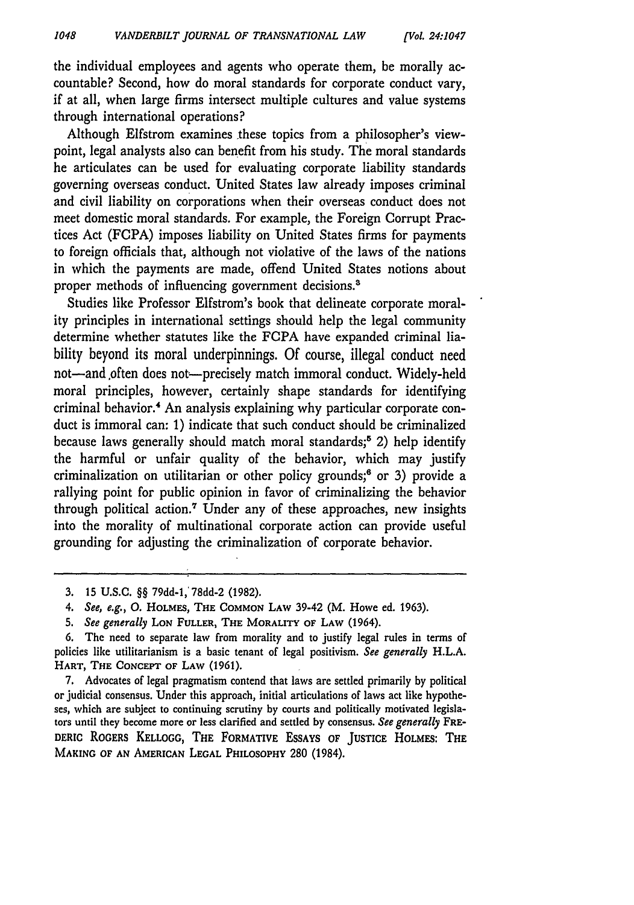the individual employees and agents who operate them, be morally accountable? Second, how do moral standards for corporate conduct vary, if at all, when large firms intersect multiple cultures and value systems through international operations?

Although Elfstrom examines these topics from a philosopher's viewpoint, legal analysts also can benefit from his study. The moral standards he articulates can be used for evaluating corporate liability standards governing overseas conduct. United States law already imposes criminal and civil liability on corporations when their overseas conduct does not meet domestic moral standards. For example, the Foreign Corrupt Practices Act (FCPA) imposes liability on United States firms for payments to foreign officials that, although not violative of the laws of the nations in which the payments are made, offend United States notions about proper methods of influencing government decisions.[3]

Studies like Professor Elfstrom's book that delineate corporate morality principles in international settings should help the legal community determine whether statutes like the FCPA have expanded criminal liability beyond its moral underpinnings. Of course, illegal conduct need not—and often does not—precisely match immoral conduct. Widely-held moral principles, however, certainly shape standards for identifying criminal behavior.[4] An analysis explaining why particular corporate conduct is immoral can: 1) indicate that such conduct should be criminalized because laws generally should match moral standards;[5] 2) help identify the harmful or unfair quality of the behavior, which may justify criminalization on utilitarian or other policy grounds;[6] or 3) provide a rallying point for public opinion in favor of criminalizing the behavior through political action.[7] Under any of these approaches, new insights into the morality of multinational corporate action can provide useful grounding for adjusting the criminalization of corporate behavior.

---

3. 15 U.S.C. §§ 79dd-1, 78dd-2 (1982).

4. *See, e.g.*, O. HOLMES, THE COMMON LAW 39-42 (M. Howe ed. 1963).

5. *See generally* LON FULLER, THE MORALITY OF LAW (1964).

6. The need to separate law from morality and to justify legal rules in terms of policies like utilitarianism is a basic tenant of legal positivism. *See generally* H.L.A. HART, THE CONCEPT OF LAW (1961).

7. Advocates of legal pragmatism contend that laws are settled primarily by political or judicial consensus. Under this approach, initial articulations of laws act like hypotheses, which are subject to continuing scrutiny by courts and politically motivated legislators until they become more or less clarified and settled by consensus. *See generally* FREDERIC ROGERS KELLOGG, THE FORMATIVE ESSAYS OF JUSTICE HOLMES: THE MAKING OF AN AMERICAN LEGAL PHILOSOPHY 280 (1984).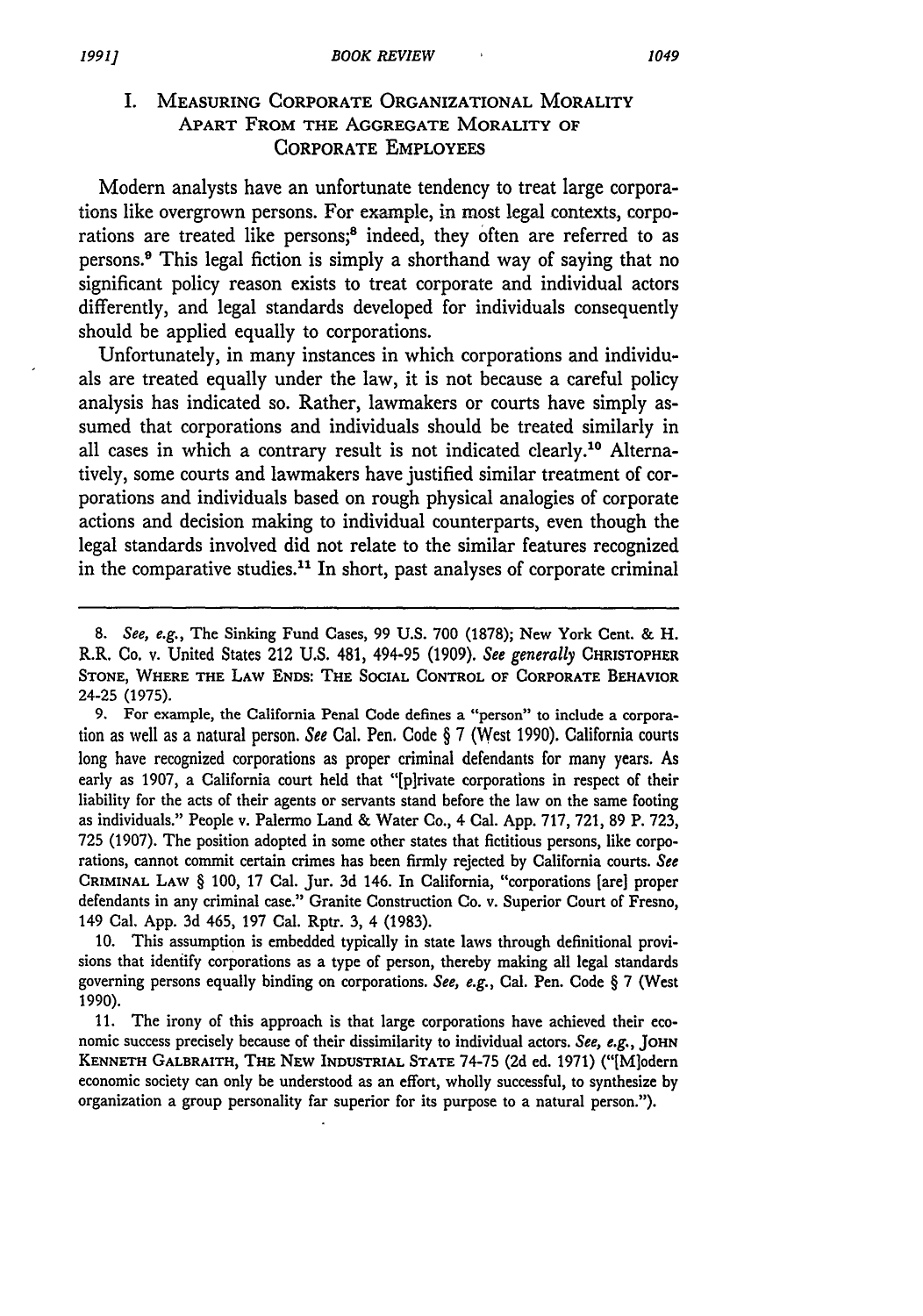## I. MEASURING CORPORATE ORGANIZATIONAL MORALITY APART FROM THE AGGREGATE MORALITY OF CORPORATE EMPLOYEES

Modern analysts have an unfortunate tendency to treat large corporations like overgrown persons. For example, in most legal contexts, corporations are treated like persons;[8] indeed, they often are referred to as persons.[9] This legal fiction is simply a shorthand way of saying that no significant policy reason exists to treat corporate and individual actors differently, and legal standards developed for individuals consequently should be applied equally to corporations.

Unfortunately, in many instances in which corporations and individuals are treated equally under the law, it is not because a careful policy analysis has indicated so. Rather, lawmakers or courts have simply assumed that corporations and individuals should be treated similarly in all cases in which a contrary result is not indicated clearly.[10] Alternatively, some courts and lawmakers have justified similar treatment of corporations and individuals based on rough physical analogies of corporate actions and decision making to individual counterparts, even though the legal standards involved did not relate to the similar features recognized in the comparative studies.[11] In short, past analyses of corporate criminal

---

8. *See, e.g.*, The Sinking Fund Cases, 99 U.S. 700 (1878); New York Cent. & H. R.R. Co. v. United States 212 U.S. 481, 494-95 (1909). *See generally* CHRISTOPHER STONE, WHERE THE LAW ENDS: THE SOCIAL CONTROL OF CORPORATE BEHAVIOR 24-25 (1975).

9. For example, the California Penal Code defines a "person" to include a corporation as well as a natural person. *See* Cal. Pen. Code § 7 (West 1990). California courts long have recognized corporations as proper criminal defendants for many years. As early as 1907, a California court held that "[p]rivate corporations in respect of their liability for the acts of their agents or servants stand before the law on the same footing as individuals." People v. Palermo Land & Water Co., 4 Cal. App. 717, 721, 89 P. 723, 725 (1907). The position adopted in some other states that fictitious persons, like corporations, cannot commit certain crimes has been firmly rejected by California courts. *See* CRIMINAL LAW § 100, 17 Cal. Jur. 3d 146. In California, "corporations [are] proper defendants in any criminal case." Granite Construction Co. v. Superior Court of Fresno, 149 Cal. App. 3d 465, 197 Cal. Rptr. 3, 4 (1983).

10. This assumption is embedded typically in state laws through definitional provisions that identify corporations as a type of person, thereby making all legal standards governing persons equally binding on corporations. *See, e.g.*, Cal. Pen. Code § 7 (West 1990).

11. The irony of this approach is that large corporations have achieved their economic success precisely because of their dissimilarity to individual actors. *See, e.g.*, JOHN KENNETH GALBRAITH, THE NEW INDUSTRIAL STATE 74-75 (2d ed. 1971) ("[M]odern economic society can only be understood as an effort, wholly successful, to synthesize by organization a group personality far superior for its purpose to a natural person.").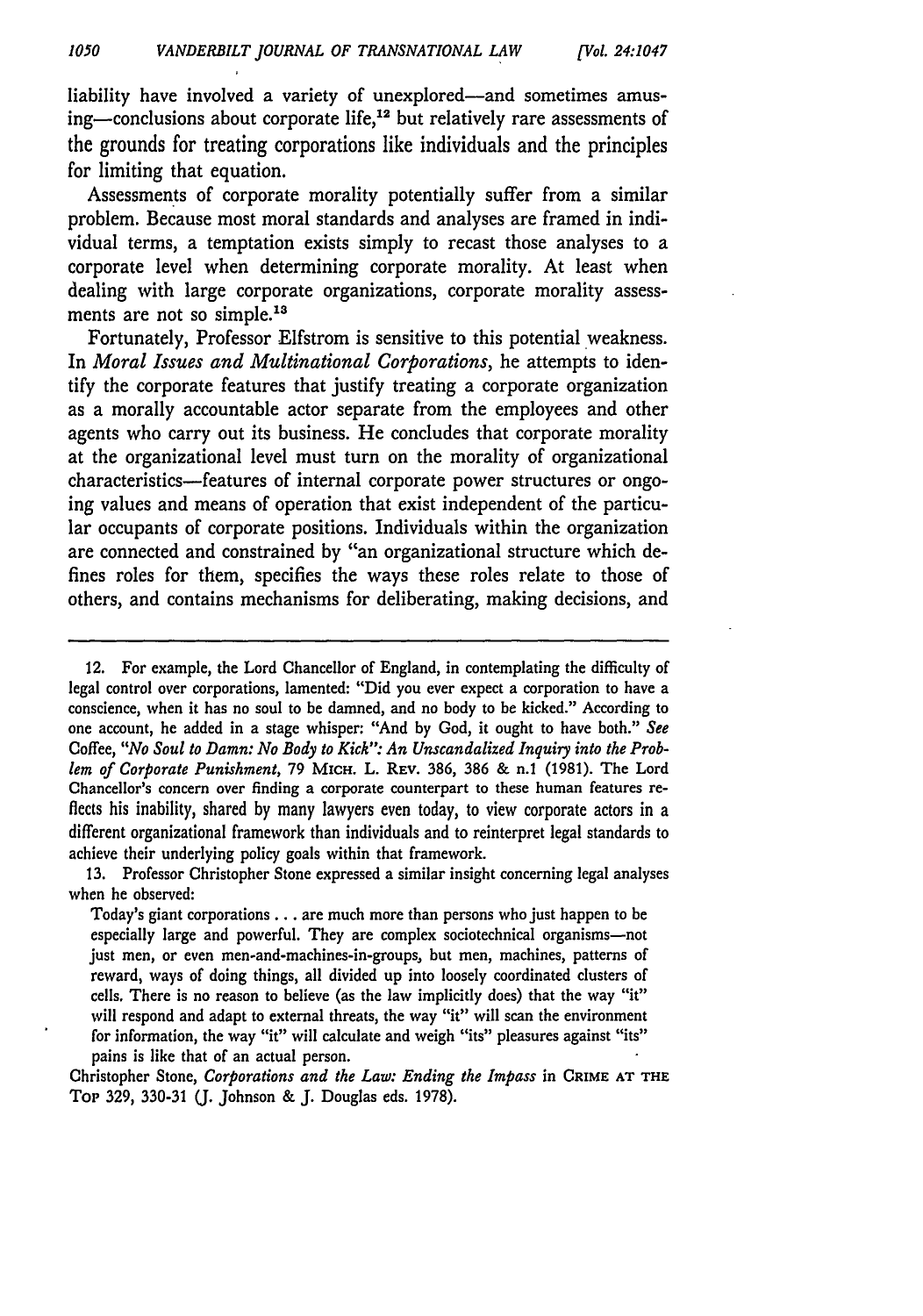liability have involved a variety of unexplored—and sometimes amusing—conclusions about corporate life,[12] but relatively rare assessments of the grounds for treating corporations like individuals and the principles for limiting that equation.

Assessments of corporate morality potentially suffer from a similar problem. Because most moral standards and analyses are framed in individual terms, a temptation exists simply to recast those analyses to a corporate level when determining corporate morality. At least when dealing with large corporate organizations, corporate morality assessments are not so simple.[13]

Fortunately, Professor Elfstrom is sensitive to this potential weakness. In *Moral Issues and Multinational Corporations*, he attempts to identify the corporate features that justify treating a corporate organization as a morally accountable actor separate from the employees and other agents who carry out its business. He concludes that corporate morality at the organizational level must turn on the morality of organizational characteristics—features of internal corporate power structures or ongoing values and means of operation that exist independent of the particular occupants of corporate positions. Individuals within the organization are connected and constrained by "an organizational structure which defines roles for them, specifies the ways these roles relate to those of others, and contains mechanisms for deliberating, making decisions, and

---

12. For example, the Lord Chancellor of England, in contemplating the difficulty of legal control over corporations, lamented: "Did you ever expect a corporation to have a conscience, when it has no soul to be damned, and no body to be kicked." According to one account, he added in a stage whisper: "And by God, it ought to have both." *See* Coffee, *"No Soul to Damn: No Body to Kick": An Unscandalized Inquiry into the Problem of Corporate Punishment*, 79 MICH. L. REV. 386, 386 & n.1 (1981). The Lord Chancellor's concern over finding a corporate counterpart to these human features reflects his inability, shared by many lawyers even today, to view corporate actors in a different organizational framework than individuals and to reinterpret legal standards to achieve their underlying policy goals within that framework.

13. Professor Christopher Stone expressed a similar insight concerning legal analyses when he observed:

> Today's giant corporations . . . are much more than persons who just happen to be especially large and powerful. They are complex sociotechnical organisms—not just men, or even men-and-machines-in-groups, but men, machines, patterns of reward, ways of doing things, all divided up into loosely coordinated clusters of cells. There is no reason to believe (as the law implicitly does) that the way "it" will respond and adapt to external threats, the way "it" will scan the environment for information, the way "it" will calculate and weigh "its" pleasures against "its" pains is like that of an actual person.

Christopher Stone, *Corporations and the Law: Ending the Impass* in CRIME AT THE TOP 329, 330-31 (J. Johnson & J. Douglas eds. 1978).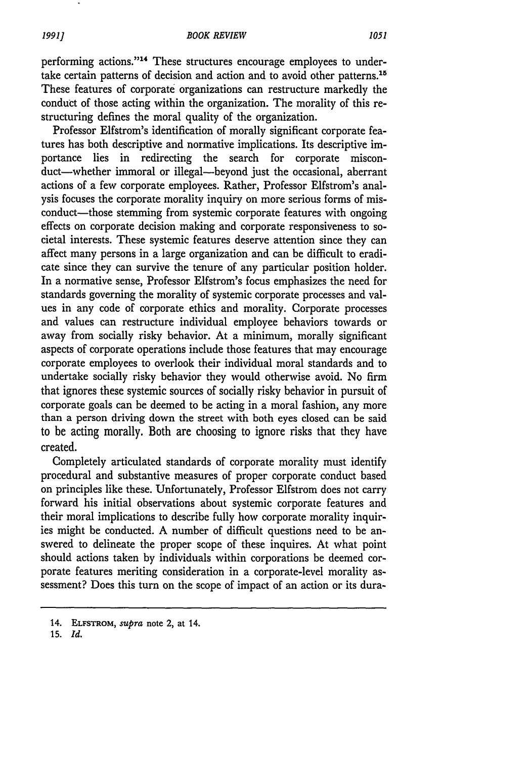performing actions."[14] These structures encourage employees to undertake certain patterns of decision and action and to avoid other patterns.[15] These features of corporate organizations can restructure markedly the conduct of those acting within the organization. The morality of this restructuring defines the moral quality of the organization.

Professor Elfstrom's identification of morally significant corporate features has both descriptive and normative implications. Its descriptive importance lies in redirecting the search for corporate misconduct—whether immoral or illegal—beyond just the occasional, aberrant actions of a few corporate employees. Rather, Professor Elfstrom's analysis focuses the corporate morality inquiry on more serious forms of misconduct—those stemming from systemic corporate features with ongoing effects on corporate decision making and corporate responsiveness to societal interests. These systemic features deserve attention since they can affect many persons in a large organization and can be difficult to eradicate since they can survive the tenure of any particular position holder. In a normative sense, Professor Elfstrom's focus emphasizes the need for standards governing the morality of systemic corporate processes and values in any code of corporate ethics and morality. Corporate processes and values can restructure individual employee behaviors towards or away from socially risky behavior. At a minimum, morally significant aspects of corporate operations include those features that may encourage corporate employees to overlook their individual moral standards and to undertake socially risky behavior they would otherwise avoid. No firm that ignores these systemic sources of socially risky behavior in pursuit of corporate goals can be deemed to be acting in a moral fashion, any more than a person driving down the street with both eyes closed can be said to be acting morally. Both are choosing to ignore risks that they have created.

Completely articulated standards of corporate morality must identify procedural and substantive measures of proper corporate conduct based on principles like these. Unfortunately, Professor Elfstrom does not carry forward his initial observations about systemic corporate features and their moral implications to describe fully how corporate morality inquiries might be conducted. A number of difficult questions need to be answered to delineate the proper scope of these inquires. At what point should actions taken by individuals within corporations be deemed corporate features meriting consideration in a corporate-level morality assessment? Does this turn on the scope of impact of an action or its dura-

---

14. ELFSTROM, *supra* note 2, at 14.

15. *Id.*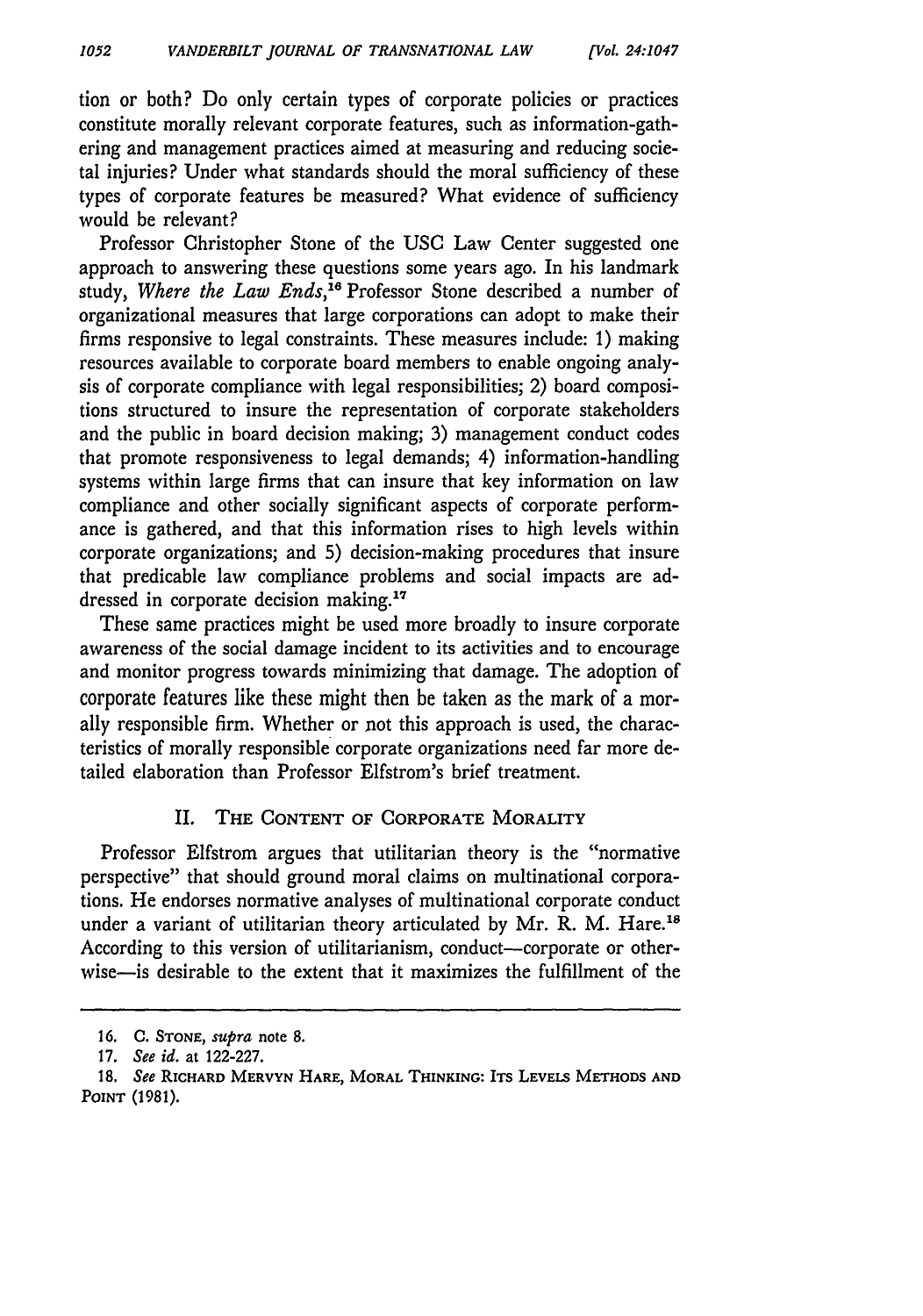tion or both? Do only certain types of corporate policies or practices constitute morally relevant corporate features, such as information-gathering and management practices aimed at measuring and reducing societal injuries? Under what standards should the moral sufficiency of these types of corporate features be measured? What evidence of sufficiency would be relevant?

Professor Christopher Stone of the USC Law Center suggested one approach to answering these questions some years ago. In his landmark study, *Where the Law Ends*,[16] Professor Stone described a number of organizational measures that large corporations can adopt to make their firms responsive to legal constraints. These measures include: 1) making resources available to corporate board members to enable ongoing analysis of corporate compliance with legal responsibilities; 2) board compositions structured to insure the representation of corporate stakeholders and the public in board decision making; 3) management conduct codes that promote responsiveness to legal demands; 4) information-handling systems within large firms that can insure that key information on law compliance and other socially significant aspects of corporate performance is gathered, and that this information rises to high levels within corporate organizations; and 5) decision-making procedures that insure that predicable law compliance problems and social impacts are addressed in corporate decision making.[17]

These same practices might be used more broadly to insure corporate awareness of the social damage incident to its activities and to encourage and monitor progress towards minimizing that damage. The adoption of corporate features like these might then be taken as the mark of a morally responsible firm. Whether or not this approach is used, the characteristics of morally responsible corporate organizations need far more detailed elaboration than Professor Elfstrom's brief treatment.

## II. The Content of Corporate Morality

Professor Elfstrom argues that utilitarian theory is the "normative perspective" that should ground moral claims on multinational corporations. He endorses normative analyses of multinational corporate conduct under a variant of utilitarian theory articulated by Mr. R. M. Hare.[18] According to this version of utilitarianism, conduct—corporate or otherwise—is desirable to the extent that it maximizes the fulfillment of the

---

16. C. Stone, *supra* note 8.

17. *See id.* at 122-227.

18. *See* Richard Mervyn Hare, Moral Thinking: Its Levels Methods and Point (1981).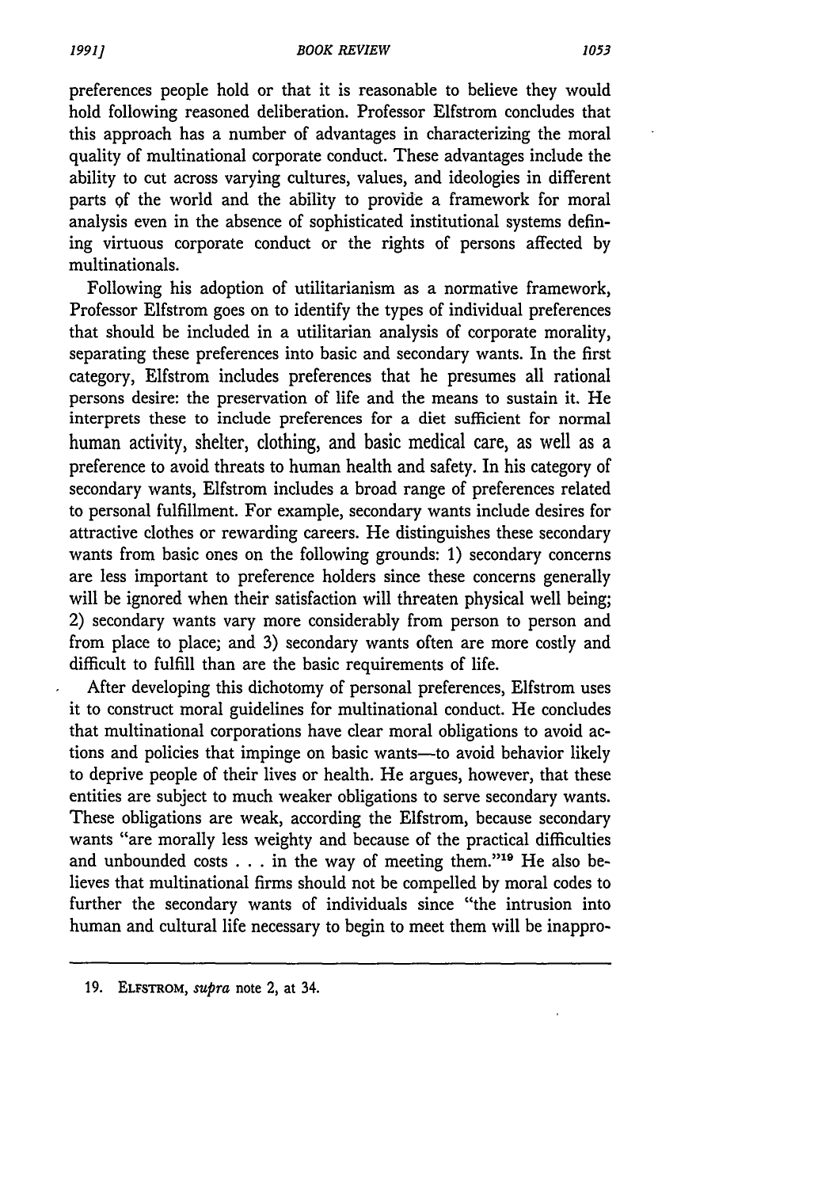preferences people hold or that it is reasonable to believe they would hold following reasoned deliberation. Professor Elfstrom concludes that this approach has a number of advantages in characterizing the moral quality of multinational corporate conduct. These advantages include the ability to cut across varying cultures, values, and ideologies in different parts of the world and the ability to provide a framework for moral analysis even in the absence of sophisticated institutional systems defining virtuous corporate conduct or the rights of persons affected by multinationals.

Following his adoption of utilitarianism as a normative framework, Professor Elfstrom goes on to identify the types of individual preferences that should be included in a utilitarian analysis of corporate morality, separating these preferences into basic and secondary wants. In the first category, Elfstrom includes preferences that he presumes all rational persons desire: the preservation of life and the means to sustain it. He interprets these to include preferences for a diet sufficient for normal human activity, shelter, clothing, and basic medical care, as well as a preference to avoid threats to human health and safety. In his category of secondary wants, Elfstrom includes a broad range of preferences related to personal fulfillment. For example, secondary wants include desires for attractive clothes or rewarding careers. He distinguishes these secondary wants from basic ones on the following grounds: 1) secondary concerns are less important to preference holders since these concerns generally will be ignored when their satisfaction will threaten physical well being; 2) secondary wants vary more considerably from person to person and from place to place; and 3) secondary wants often are more costly and difficult to fulfill than are the basic requirements of life.

After developing this dichotomy of personal preferences, Elfstrom uses it to construct moral guidelines for multinational conduct. He concludes that multinational corporations have clear moral obligations to avoid actions and policies that impinge on basic wants—to avoid behavior likely to deprive people of their lives or health. He argues, however, that these entities are subject to much weaker obligations to serve secondary wants. These obligations are weak, according the Elfstrom, because secondary wants "are morally less weighty and because of the practical difficulties and unbounded costs . . . in the way of meeting them."[19] He also believes that multinational firms should not be compelled by moral codes to further the secondary wants of individuals since "the intrusion into human and cultural life necessary to begin to meet them will be inappro-

---

19. ELFSTROM, *supra* note 2, at 34.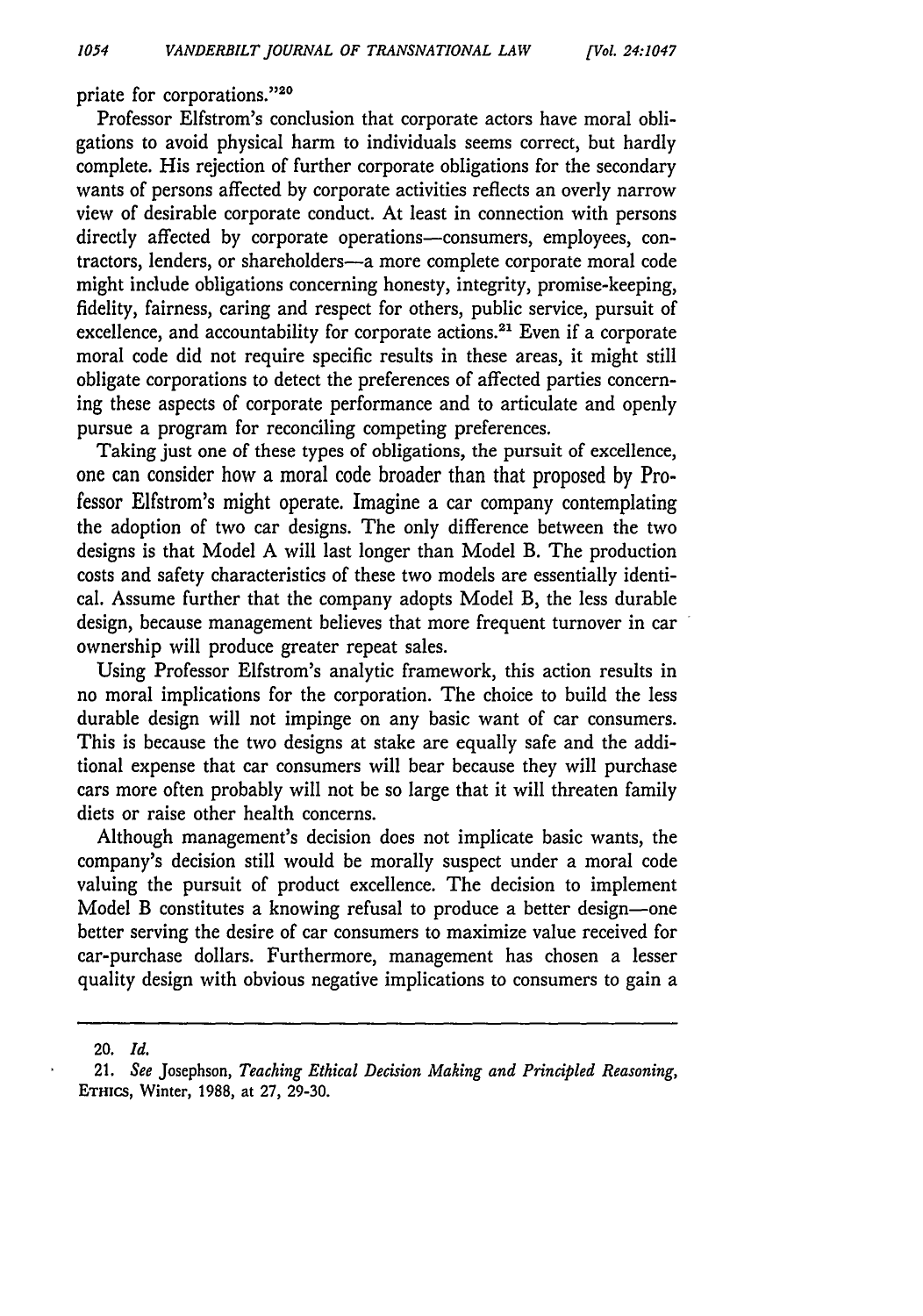priate for corporations."[20]

Professor Elfstrom's conclusion that corporate actors have moral obligations to avoid physical harm to individuals seems correct, but hardly complete. His rejection of further corporate obligations for the secondary wants of persons affected by corporate activities reflects an overly narrow view of desirable corporate conduct. At least in connection with persons directly affected by corporate operations—consumers, employees, contractors, lenders, or shareholders—a more complete corporate moral code might include obligations concerning honesty, integrity, promise-keeping, fidelity, fairness, caring and respect for others, public service, pursuit of excellence, and accountability for corporate actions.[21] Even if a corporate moral code did not require specific results in these areas, it might still obligate corporations to detect the preferences of affected parties concerning these aspects of corporate performance and to articulate and openly pursue a program for reconciling competing preferences.

Taking just one of these types of obligations, the pursuit of excellence, one can consider how a moral code broader than that proposed by Professor Elfstrom's might operate. Imagine a car company contemplating the adoption of two car designs. The only difference between the two designs is that Model A will last longer than Model B. The production costs and safety characteristics of these two models are essentially identical. Assume further that the company adopts Model B, the less durable design, because management believes that more frequent turnover in car ownership will produce greater repeat sales.

Using Professor Elfstrom's analytic framework, this action results in no moral implications for the corporation. The choice to build the less durable design will not impinge on any basic want of car consumers. This is because the two designs at stake are equally safe and the additional expense that car consumers will bear because they will purchase cars more often probably will not be so large that it will threaten family diets or raise other health concerns.

Although management's decision does not implicate basic wants, the company's decision still would be morally suspect under a moral code valuing the pursuit of product excellence. The decision to implement Model B constitutes a knowing refusal to produce a better design—one better serving the desire of car consumers to maximize value received for car-purchase dollars. Furthermore, management has chosen a lesser quality design with obvious negative implications to consumers to gain a

---

20. *Id.*

21. *See* Josephson, *Teaching Ethical Decision Making and Principled Reasoning*, ETHICS, Winter, 1988, at 27, 29-30.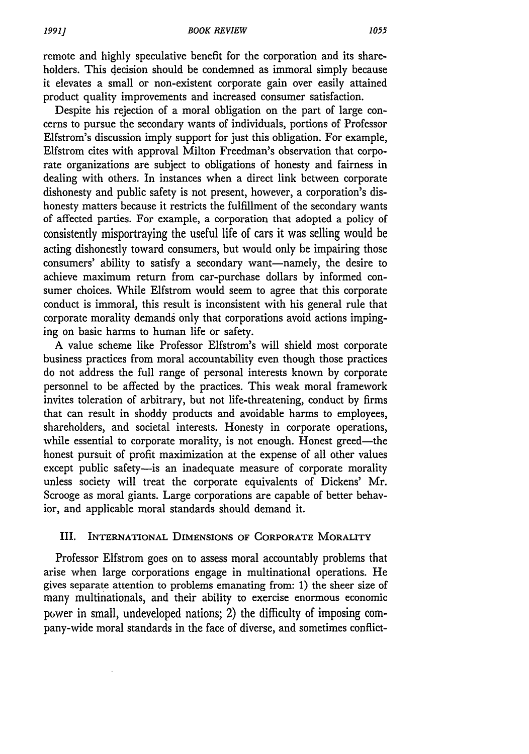remote and highly speculative benefit for the corporation and its shareholders. This decision should be condemned as immoral simply because it elevates a small or non-existent corporate gain over easily attained product quality improvements and increased consumer satisfaction.

Despite his rejection of a moral obligation on the part of large concerns to pursue the secondary wants of individuals, portions of Professor Elfstrom's discussion imply support for just this obligation. For example, Elfstrom cites with approval Milton Freedman's observation that corporate organizations are subject to obligations of honesty and fairness in dealing with others. In instances when a direct link between corporate dishonesty and public safety is not present, however, a corporation's dishonesty matters because it restricts the fulfillment of the secondary wants of affected parties. For example, a corporation that adopted a policy of consistently misportraying the useful life of cars it was selling would be acting dishonestly toward consumers, but would only be impairing those consumers' ability to satisfy a secondary want—namely, the desire to achieve maximum return from car-purchase dollars by informed consumer choices. While Elfstrom would seem to agree that this corporate conduct is immoral, this result is inconsistent with his general rule that corporate morality demands only that corporations avoid actions impinging on basic harms to human life or safety.

A value scheme like Professor Elfstrom's will shield most corporate business practices from moral accountability even though those practices do not address the full range of personal interests known by corporate personnel to be affected by the practices. This weak moral framework invites toleration of arbitrary, but not life-threatening, conduct by firms that can result in shoddy products and avoidable harms to employees, shareholders, and societal interests. Honesty in corporate operations, while essential to corporate morality, is not enough. Honest greed—the honest pursuit of profit maximization at the expense of all other values except public safety—is an inadequate measure of corporate morality unless society will treat the corporate equivalents of Dickens' Mr. Scrooge as moral giants. Large corporations are capable of better behavior, and applicable moral standards should demand it.

## III. International Dimensions of Corporate Morality

Professor Elfstrom goes on to assess moral accountably problems that arise when large corporations engage in multinational operations. He gives separate attention to problems emanating from: 1) the sheer size of many multinationals, and their ability to exercise enormous economic power in small, undeveloped nations; 2) the difficulty of imposing company-wide moral standards in the face of diverse, and sometimes conflict-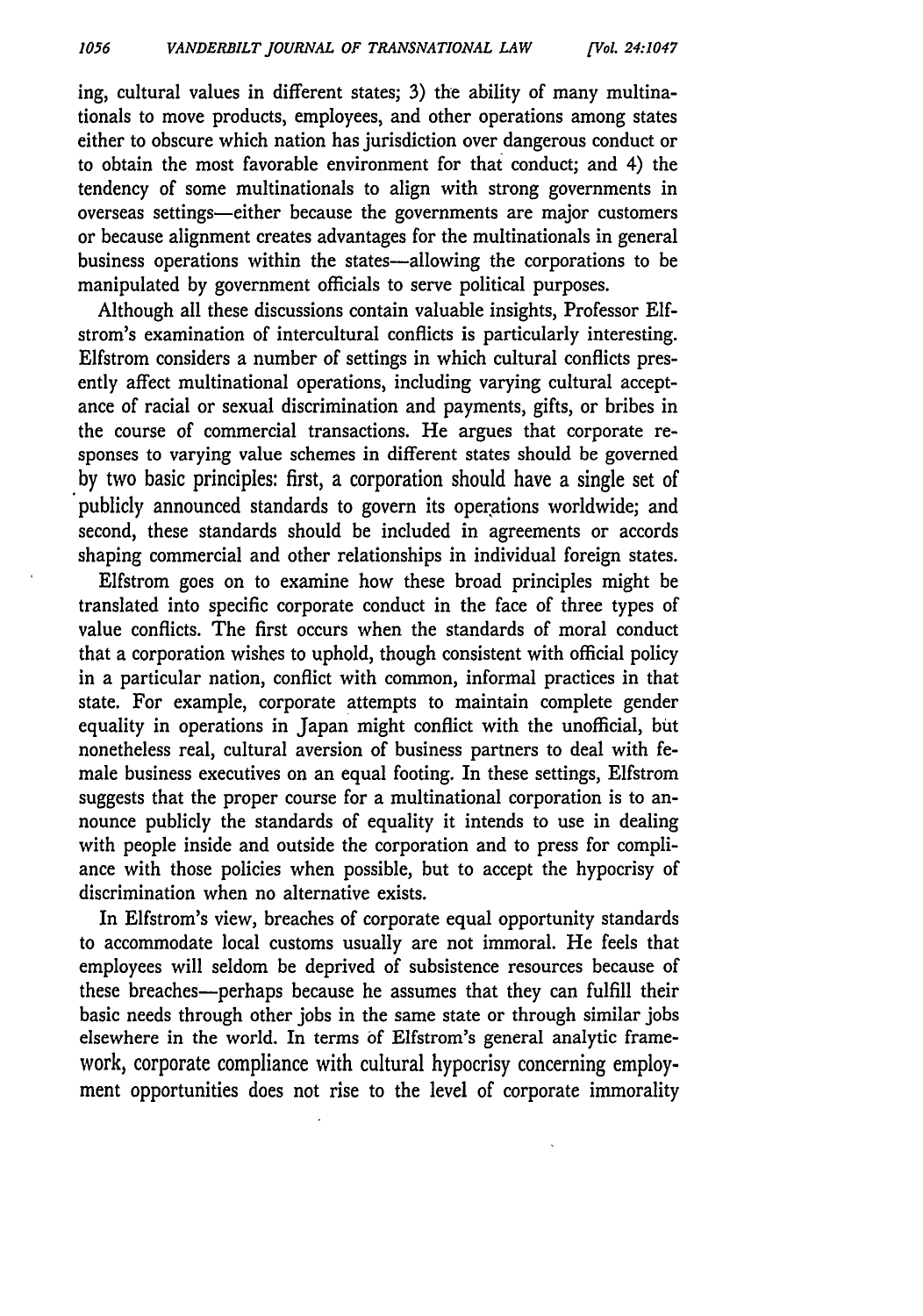ing, cultural values in different states; 3) the ability of many multinationals to move products, employees, and other operations among states either to obscure which nation has jurisdiction over dangerous conduct or to obtain the most favorable environment for that conduct; and 4) the tendency of some multinationals to align with strong governments in overseas settings—either because the governments are major customers or because alignment creates advantages for the multinationals in general business operations within the states—allowing the corporations to be manipulated by government officials to serve political purposes.

Although all these discussions contain valuable insights, Professor Elfstrom's examination of intercultural conflicts is particularly interesting. Elfstrom considers a number of settings in which cultural conflicts presently affect multinational operations, including varying cultural acceptance of racial or sexual discrimination and payments, gifts, or bribes in the course of commercial transactions. He argues that corporate responses to varying value schemes in different states should be governed by two basic principles: first, a corporation should have a single set of publicly announced standards to govern its operations worldwide; and second, these standards should be included in agreements or accords shaping commercial and other relationships in individual foreign states.

Elfstrom goes on to examine how these broad principles might be translated into specific corporate conduct in the face of three types of value conflicts. The first occurs when the standards of moral conduct that a corporation wishes to uphold, though consistent with official policy in a particular nation, conflict with common, informal practices in that state. For example, corporate attempts to maintain complete gender equality in operations in Japan might conflict with the unofficial, but nonetheless real, cultural aversion of business partners to deal with female business executives on an equal footing. In these settings, Elfstrom suggests that the proper course for a multinational corporation is to announce publicly the standards of equality it intends to use in dealing with people inside and outside the corporation and to press for compliance with those policies when possible, but to accept the hypocrisy of discrimination when no alternative exists.

In Elfstrom's view, breaches of corporate equal opportunity standards to accommodate local customs usually are not immoral. He feels that employees will seldom be deprived of subsistence resources because of these breaches—perhaps because he assumes that they can fulfill their basic needs through other jobs in the same state or through similar jobs elsewhere in the world. In terms of Elfstrom's general analytic framework, corporate compliance with cultural hypocrisy concerning employment opportunities does not rise to the level of corporate immorality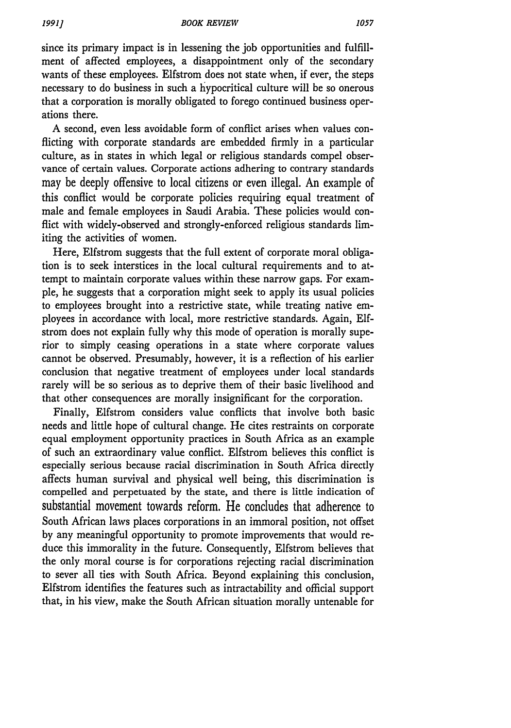since its primary impact is in lessening the job opportunities and fulfillment of affected employees, a disappointment only of the secondary wants of these employees. Elfstrom does not state when, if ever, the steps necessary to do business in such a hypocritical culture will be so onerous that a corporation is morally obligated to forego continued business operations there.

A second, even less avoidable form of conflict arises when values conflicting with corporate standards are embedded firmly in a particular culture, as in states in which legal or religious standards compel observance of certain values. Corporate actions adhering to contrary standards may be deeply offensive to local citizens or even illegal. An example of this conflict would be corporate policies requiring equal treatment of male and female employees in Saudi Arabia. These policies would conflict with widely-observed and strongly-enforced religious standards limiting the activities of women.

Here, Elfstrom suggests that the full extent of corporate moral obligation is to seek interstices in the local cultural requirements and to attempt to maintain corporate values within these narrow gaps. For example, he suggests that a corporation might seek to apply its usual policies to employees brought into a restrictive state, while treating native employees in accordance with local, more restrictive standards. Again, Elfstrom does not explain fully why this mode of operation is morally superior to simply ceasing operations in a state where corporate values cannot be observed. Presumably, however, it is a reflection of his earlier conclusion that negative treatment of employees under local standards rarely will be so serious as to deprive them of their basic livelihood and that other consequences are morally insignificant for the corporation.

Finally, Elfstrom considers value conflicts that involve both basic needs and little hope of cultural change. He cites restraints on corporate equal employment opportunity practices in South Africa as an example of such an extraordinary value conflict. Elfstrom believes this conflict is especially serious because racial discrimination in South Africa directly affects human survival and physical well being, this discrimination is compelled and perpetuated by the state, and there is little indication of substantial movement towards reform. He concludes that adherence to South African laws places corporations in an immoral position, not offset by any meaningful opportunity to promote improvements that would reduce this immorality in the future. Consequently, Elfstrom believes that the only moral course is for corporations rejecting racial discrimination to sever all ties with South Africa. Beyond explaining this conclusion, Elfstrom identifies the features such as intractability and official support that, in his view, make the South African situation morally untenable for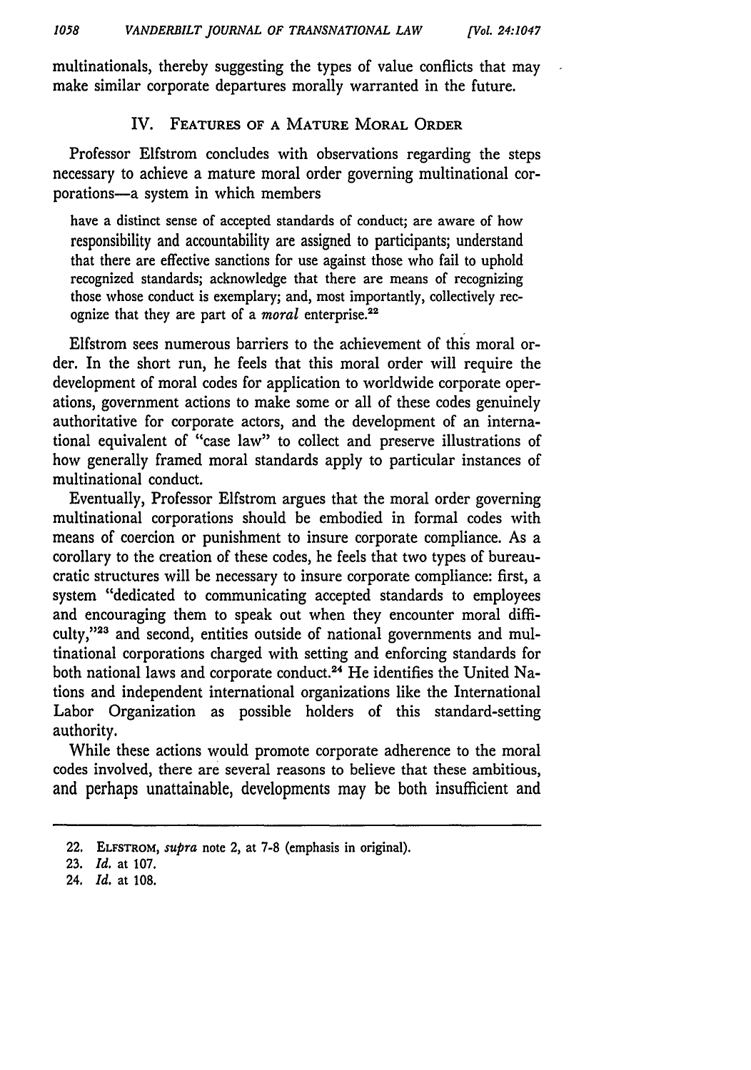multinationals, thereby suggesting the types of value conflicts that may make similar corporate departures morally warranted in the future.

## IV. Features of a Mature Moral Order

Professor Elfstrom concludes with observations regarding the steps necessary to achieve a mature moral order governing multinational corporations—a system in which members

> have a distinct sense of accepted standards of conduct; are aware of how responsibility and accountability are assigned to participants; understand that there are effective sanctions for use against those who fail to uphold recognized standards; acknowledge that there are means of recognizing those whose conduct is exemplary; and, most importantly, collectively recognize that they are part of a *moral* enterprise.[22]

Elfstrom sees numerous barriers to the achievement of this moral order. In the short run, he feels that this moral order will require the development of moral codes for application to worldwide corporate operations, government actions to make some or all of these codes genuinely authoritative for corporate actors, and the development of an international equivalent of "case law" to collect and preserve illustrations of how generally framed moral standards apply to particular instances of multinational conduct.

Eventually, Professor Elfstrom argues that the moral order governing multinational corporations should be embodied in formal codes with means of coercion or punishment to insure corporate compliance. As a corollary to the creation of these codes, he feels that two types of bureaucratic structures will be necessary to insure corporate compliance: first, a system "dedicated to communicating accepted standards to employees and encouraging them to speak out when they encounter moral difficulty,"[23] and second, entities outside of national governments and multinational corporations charged with setting and enforcing standards for both national laws and corporate conduct.[24] He identifies the United Nations and independent international organizations like the International Labor Organization as possible holders of this standard-setting authority.

While these actions would promote corporate adherence to the moral codes involved, there are several reasons to believe that these ambitious, and perhaps unattainable, developments may be both insufficient and

---

22. ELFSTROM, *supra* note 2, at 7-8 (emphasis in original).
23. *Id.* at 107.
24. *Id.* at 108.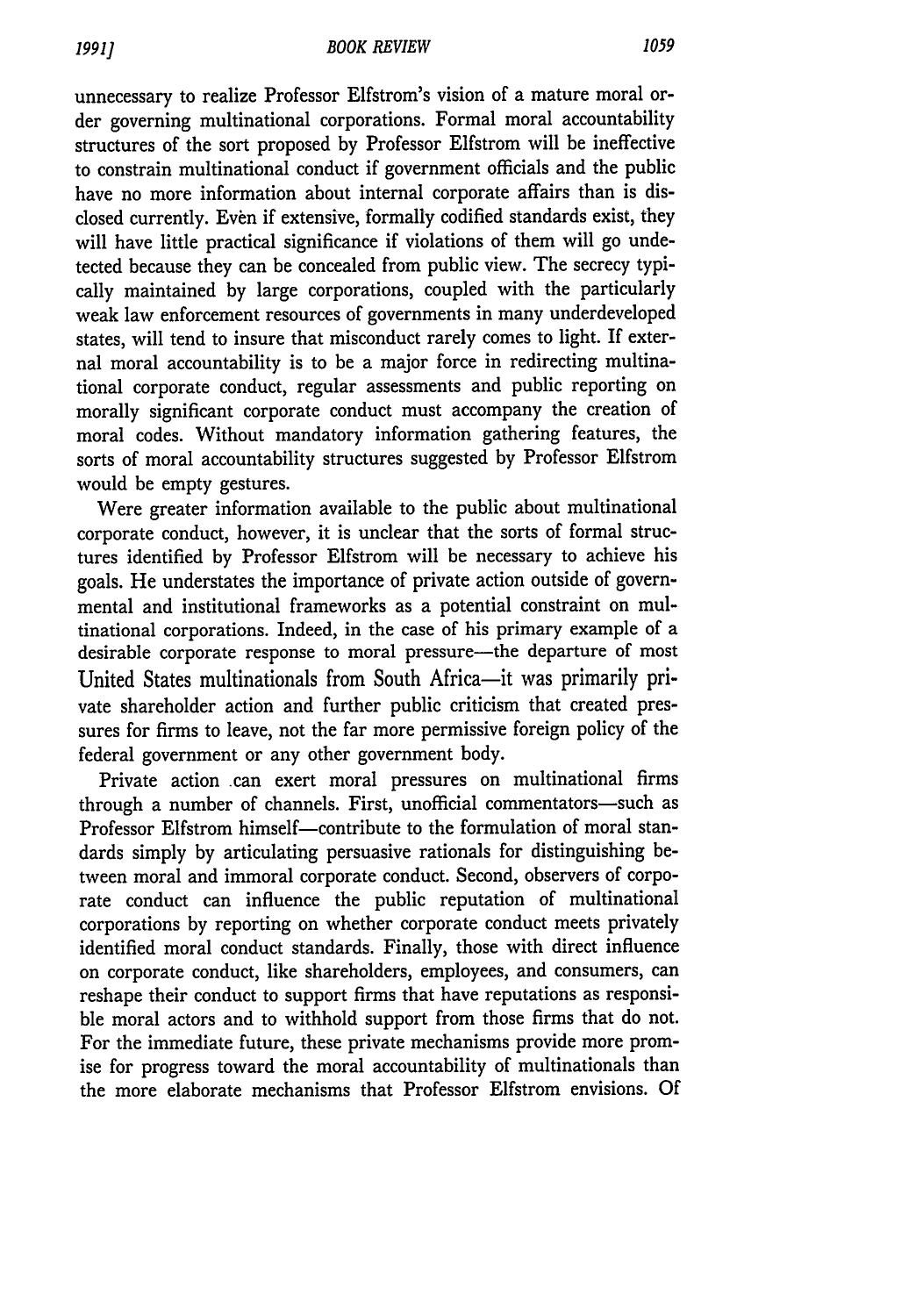unnecessary to realize Professor Elfstrom's vision of a mature moral order governing multinational corporations. Formal moral accountability structures of the sort proposed by Professor Elfstrom will be ineffective to constrain multinational conduct if government officials and the public have no more information about internal corporate affairs than is disclosed currently. Even if extensive, formally codified standards exist, they will have little practical significance if violations of them will go undetected because they can be concealed from public view. The secrecy typically maintained by large corporations, coupled with the particularly weak law enforcement resources of governments in many underdeveloped states, will tend to insure that misconduct rarely comes to light. If external moral accountability is to be a major force in redirecting multinational corporate conduct, regular assessments and public reporting on morally significant corporate conduct must accompany the creation of moral codes. Without mandatory information gathering features, the sorts of moral accountability structures suggested by Professor Elfstrom would be empty gestures.

Were greater information available to the public about multinational corporate conduct, however, it is unclear that the sorts of formal structures identified by Professor Elfstrom will be necessary to achieve his goals. He understates the importance of private action outside of governmental and institutional frameworks as a potential constraint on multinational corporations. Indeed, in the case of his primary example of a desirable corporate response to moral pressure—the departure of most United States multinationals from South Africa—it was primarily private shareholder action and further public criticism that created pressures for firms to leave, not the far more permissive foreign policy of the federal government or any other government body.

Private action can exert moral pressures on multinational firms through a number of channels. First, unofficial commentators—such as Professor Elfstrom himself—contribute to the formulation of moral standards simply by articulating persuasive rationals for distinguishing between moral and immoral corporate conduct. Second, observers of corporate conduct can influence the public reputation of multinational corporations by reporting on whether corporate conduct meets privately identified moral conduct standards. Finally, those with direct influence on corporate conduct, like shareholders, employees, and consumers, can reshape their conduct to support firms that have reputations as responsible moral actors and to withhold support from those firms that do not. For the immediate future, these private mechanisms provide more promise for progress toward the moral accountability of multinationals than the more elaborate mechanisms that Professor Elfstrom envisions. Of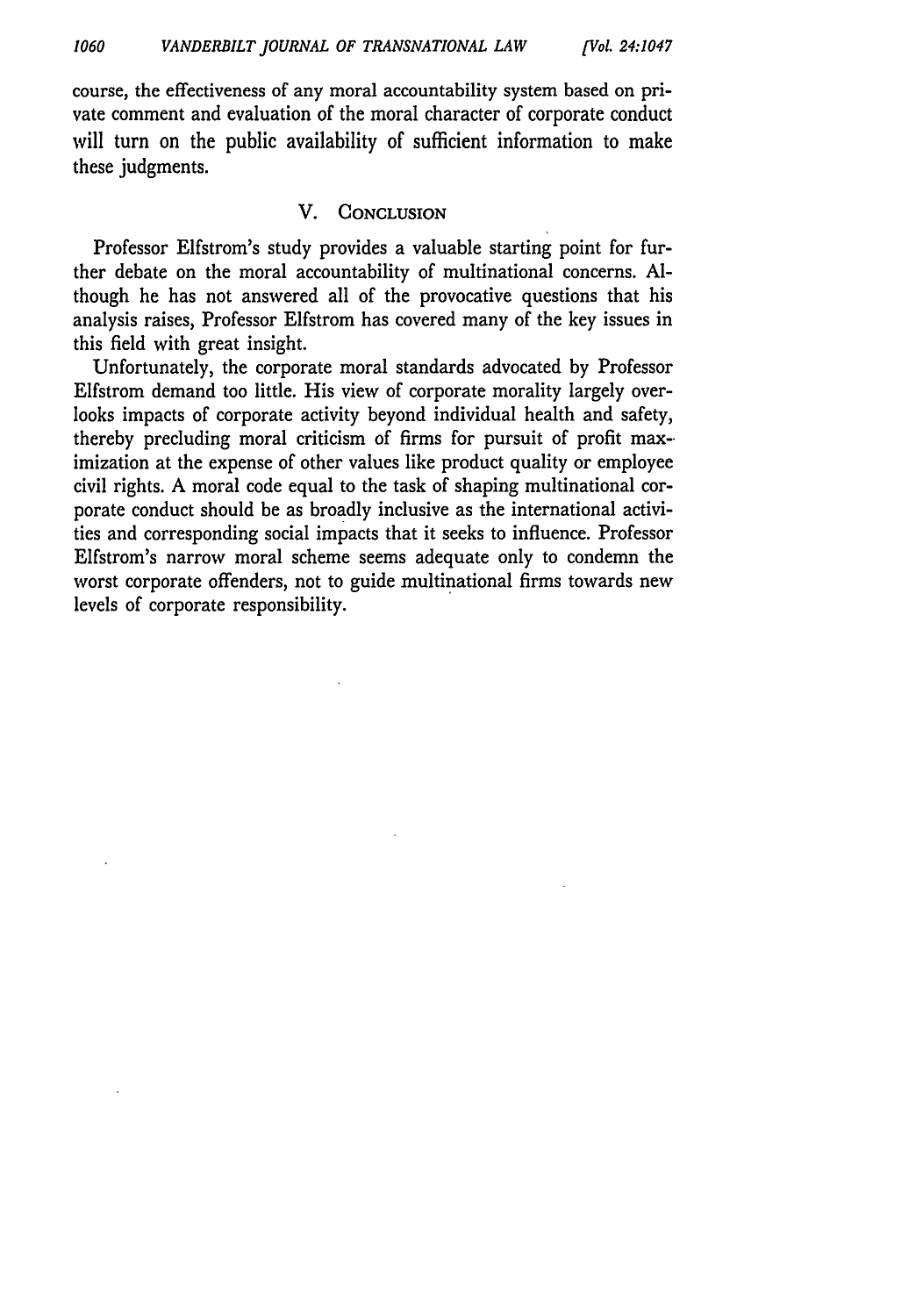course, the effectiveness of any moral accountability system based on private comment and evaluation of the moral character of corporate conduct will turn on the public availability of sufficient information to make these judgments.

## V. Conclusion

Professor Elfstrom's study provides a valuable starting point for further debate on the moral accountability of multinational concerns. Although he has not answered all of the provocative questions that his analysis raises, Professor Elfstrom has covered many of the key issues in this field with great insight.

Unfortunately, the corporate moral standards advocated by Professor Elfstrom demand too little. His view of corporate morality largely overlooks impacts of corporate activity beyond individual health and safety, thereby precluding moral criticism of firms for pursuit of profit maximization at the expense of other values like product quality or employee civil rights. A moral code equal to the task of shaping multinational corporate conduct should be as broadly inclusive as the international activities and corresponding social impacts that it seeks to influence. Professor Elfstrom's narrow moral scheme seems adequate only to condemn the worst corporate offenders, not to guide multinational firms towards new levels of corporate responsibility.